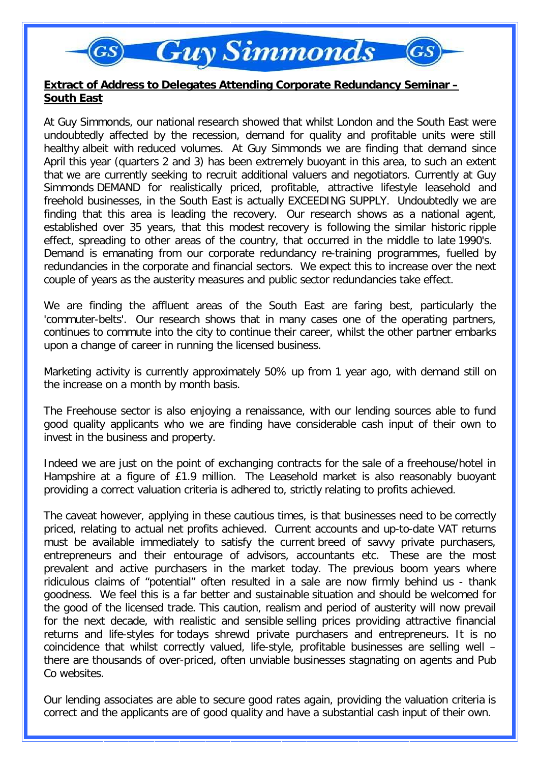# Guy Simmonds

**Extract of Address to Delegates Attending Corporate Redundancy Seminar – South East**

At Guy Simmonds, our national research showed that whilst London and the South East were undoubtedly affected by the recession, demand for quality and profitable units were still healthy albeit with reduced volumes. At Guy Simmonds we are finding that demand since April this year (quarters 2 and 3) has been extremely buoyant in this area, to such an extent that we are currently seeking to recruit additional valuers and negotiators. Currently at Guy Simmonds DEMAND for realistically priced, profitable, attractive lifestyle leasehold and freehold businesses, in the South East is actually EXCEEDING SUPPLY. Undoubtedly we are finding that this area is leading the recovery. Our research shows as a national agent, established over 35 years, that this modest recovery is following the similar historic ripple effect, spreading to other areas of the country, that occurred in the middle to late 1990's. Demand is emanating from our corporate redundancy re-training programmes, fuelled by redundancies in the corporate and financial sectors. We expect this to increase over the next couple of years as the austerity measures and public sector redundancies take effect.

We are finding the affluent areas of the South East are faring best, particularly the 'commuter-belts'. Our research shows that in many cases one of the operating partners, continues to commute into the city to continue their career, whilst the other partner embarks upon a change of career in running the licensed business.

Marketing activity is currently approximately 50% up from 1 year ago, with demand still on the increase on a month by month basis.

The Freehouse sector is also enjoying a renaissance, with our lending sources able to fund good quality applicants who we are finding have considerable cash input of their own to invest in the business and property.

Indeed we are just on the point of exchanging contracts for the sale of a freehouse/hotel in Hampshire at a figure of £1.9 million. The Leasehold market is also reasonably buoyant providing a correct valuation criteria is adhered to, strictly relating to profits achieved.

The caveat however, applying in these cautious times, is that businesses need to be correctly priced, relating to actual net profits achieved. Current accounts and up-to-date VAT returns must be available immediately to satisfy the current breed of savvy private purchasers, entrepreneurs and their entourage of advisors, accountants etc. These are the most prevalent and active purchasers in the market today. The previous boom years where ridiculous claims of "potential" often resulted in a sale are now firmly behind us - thank goodness. We feel this is a far better and sustainable situation and should be welcomed for the good of the licensed trade. This caution, realism and period of austerity will now prevail for the next decade, with realistic and sensible selling prices providing attractive financial returns and life-styles for todays shrewd private purchasers and entrepreneurs. It is no coincidence that whilst correctly valued, life-style, profitable businesses are selling well – there are thousands of over-priced, often unviable businesses stagnating on agents and Pub Co websites.

Our lending associates are able to secure good rates again, providing the valuation criteria is correct and the applicants are of good quality and have a substantial cash input of their own.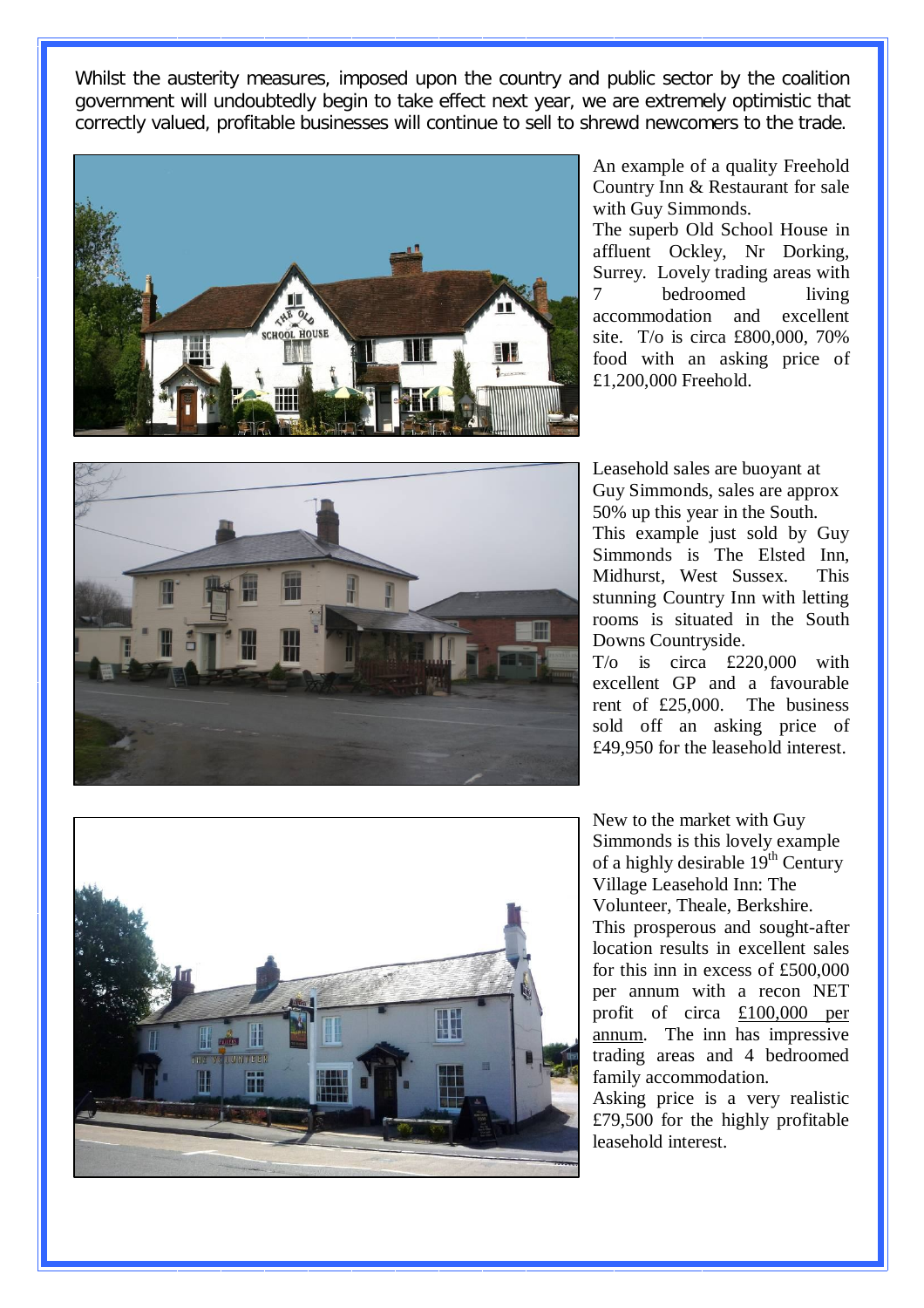Whilst the austerity measures, imposed upon the country and public sector by the coalition government will undoubtedly begin to take effect next year, we are extremely optimistic that correctly valued, profitable businesses will continue to sell to shrewd newcomers to the trade.

An example of a quality Freehold Country Inn & Restaurant for sale with Guy Simmonds.
The superb Old School House in affluent Ockley, Nr Dorking, Surrey. Lovely trading areas with 7 bedroomed living accommodation and excellent site. T/o is circa £800,000, 70% food with an asking price of £1,200,000 Freehold.

Leasehold sales are buoyant at Guy Simmonds, sales are approx 50% up this year in the South.
This example just sold by Guy Simmonds is The Elsted Inn, Midhurst, West Sussex. This stunning Country Inn with letting rooms is situated in the South Downs Countryside.
T/o is circa £220,000 with excellent GP and a favourable rent of £25,000. The business sold off an asking price of £49,950 for the leasehold interest.

New to the market with Guy Simmonds is this lovely example of a highly desirable 19th Century Village Leasehold Inn: The Volunteer, Theale, Berkshire.
This prosperous and sought-after location results in excellent sales for this inn in excess of £500,000 per annum with a recon NET profit of circa £100,000 per annum. The inn has impressive trading areas and 4 bedroomed family accommodation.
Asking price is a very realistic £79,500 for the highly profitable leasehold interest.